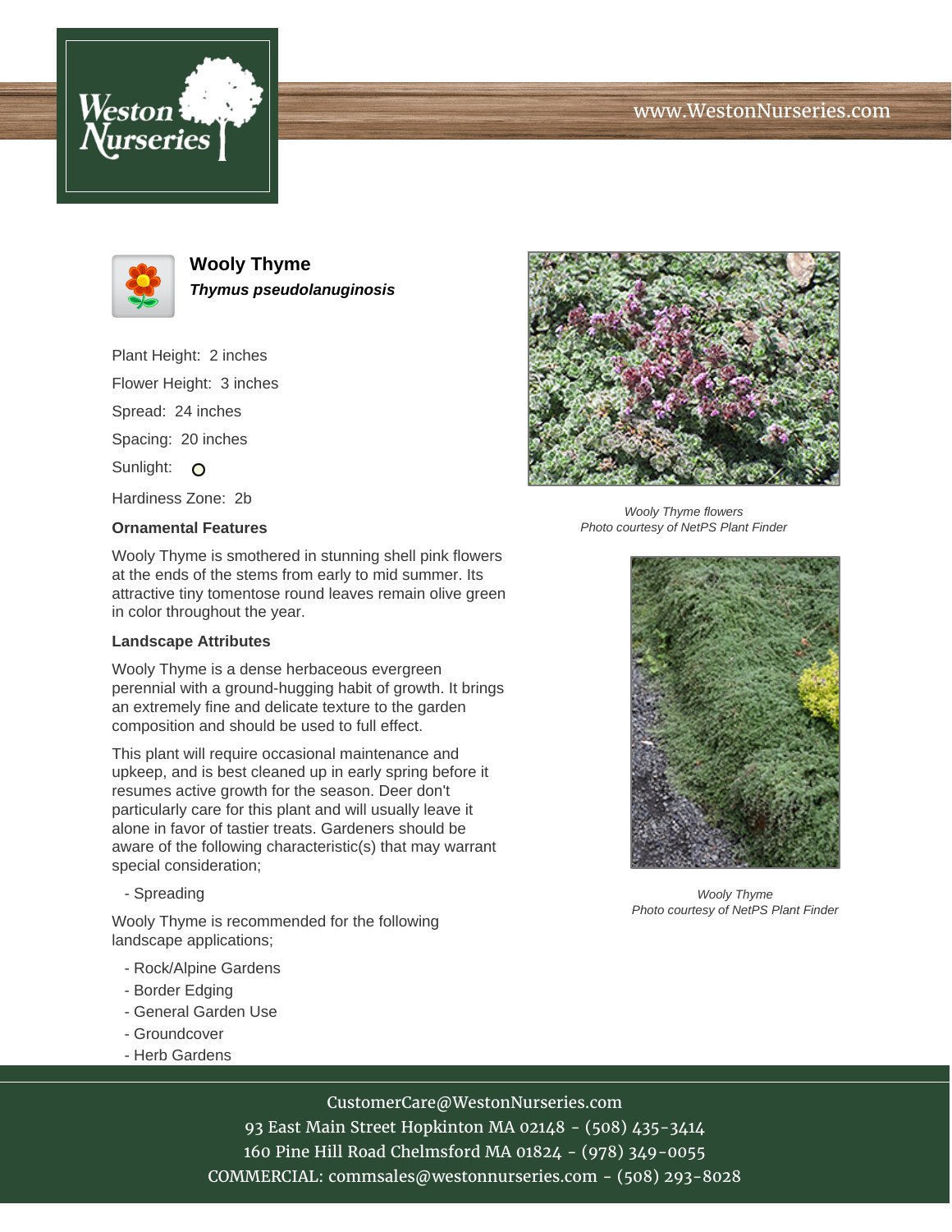Weston Nurseries

www.WestonNurseries.com

# Wooly Thyme

***Thymus pseudolanuginosis***

Plant Height: 2 inches

Flower Height: 3 inches

Spread: 24 inches

Spacing: 20 inches

Sunlight: O

Hardiness Zone: 2b

### Ornamental Features

Wooly Thyme is smothered in stunning shell pink flowers at the ends of the stems from early to mid summer. Its attractive tiny tomentose round leaves remain olive green in color throughout the year.

### Landscape Attributes

Wooly Thyme is a dense herbaceous evergreen perennial with a ground-hugging habit of growth. It brings an extremely fine and delicate texture to the garden composition and should be used to full effect.

This plant will require occasional maintenance and upkeep, and is best cleaned up in early spring before it resumes active growth for the season. Deer don't particularly care for this plant and will usually leave it alone in favor of tastier treats. Gardeners should be aware of the following characteristic(s) that may warrant special consideration;

- Spreading

Wooly Thyme is recommended for the following landscape applications;

- Rock/Alpine Gardens
- Border Edging
- General Garden Use
- Groundcover
- Herb Gardens

*Wooly Thyme flowers*
*Photo courtesy of NetPS Plant Finder*

*Wooly Thyme*
*Photo courtesy of NetPS Plant Finder*

CustomerCare@WestonNurseries.com
93 East Main Street Hopkinton MA 02148 - (508) 435-3414
160 Pine Hill Road Chelmsford MA 01824 - (978) 349-0055
COMMERCIAL: commsales@westonnurseries.com - (508) 293-8028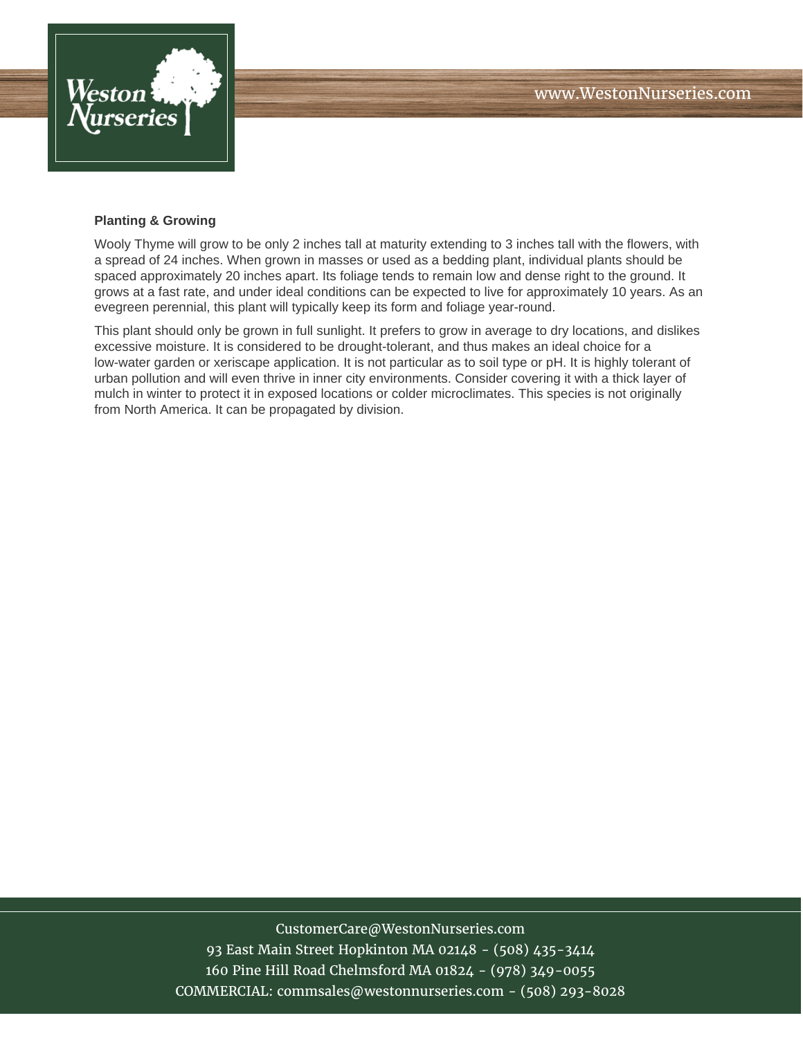**Planting & Growing**

Wooly Thyme will grow to be only 2 inches tall at maturity extending to 3 inches tall with the flowers, with a spread of 24 inches. When grown in masses or used as a bedding plant, individual plants should be spaced approximately 20 inches apart. Its foliage tends to remain low and dense right to the ground. It grows at a fast rate, and under ideal conditions can be expected to live for approximately 10 years. As an evegreen perennial, this plant will typically keep its form and foliage year-round.

This plant should only be grown in full sunlight. It prefers to grow in average to dry locations, and dislikes excessive moisture. It is considered to be drought-tolerant, and thus makes an ideal choice for a low-water garden or xeriscape application. It is not particular as to soil type or pH. It is highly tolerant of urban pollution and will even thrive in inner city environments. Consider covering it with a thick layer of mulch in winter to protect it in exposed locations or colder microclimates. This species is not originally from North America. It can be propagated by division.